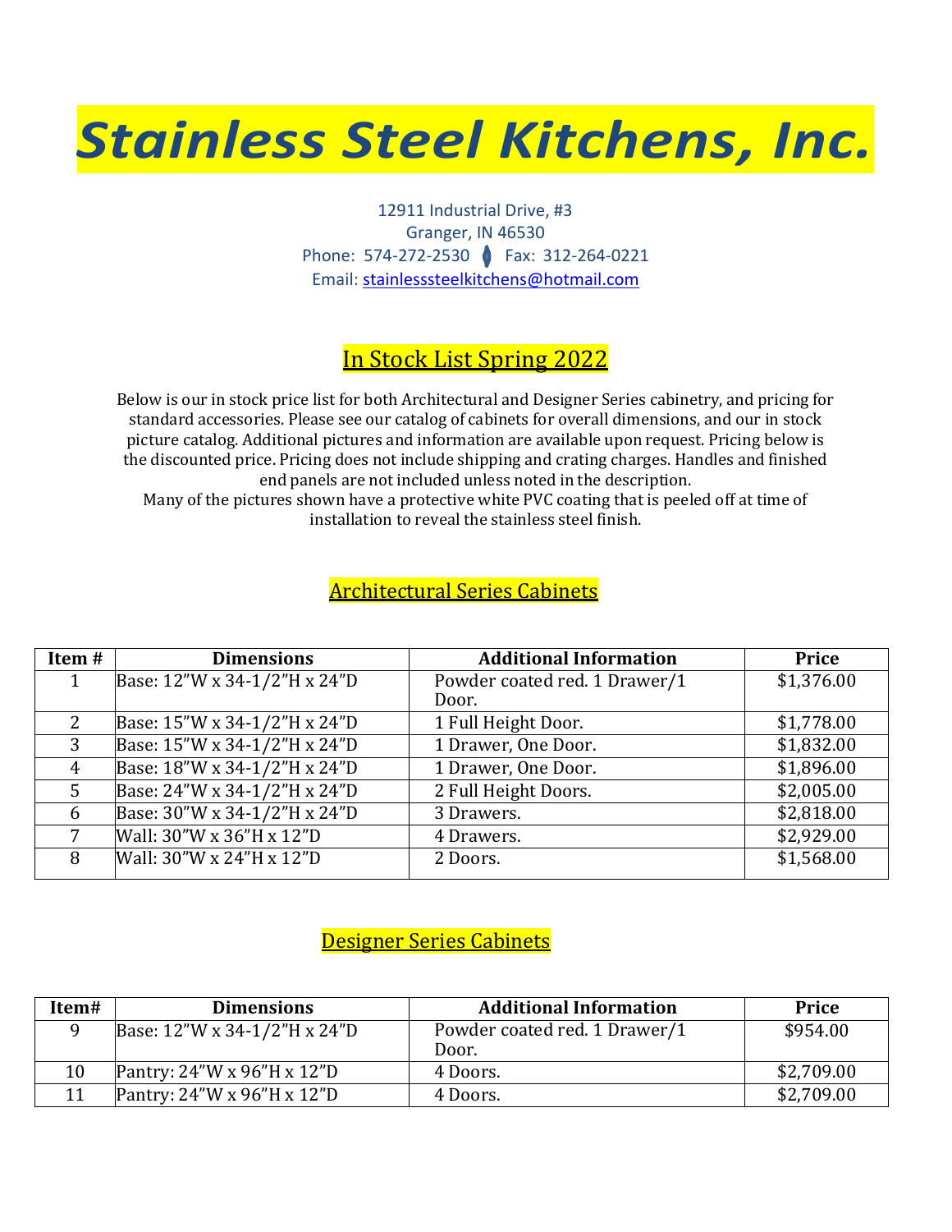# Stainless Steel Kitchens, Inc.

12911 Industrial Drive, #3
Granger, IN 46530
Phone: 574-272-2530 Fax: 312-264-0221
Email: stainlesssteelkitchens@hotmail.com

## In Stock List Spring 2022

Below is our in stock price list for both Architectural and Designer Series cabinetry, and pricing for standard accessories. Please see our catalog of cabinets for overall dimensions, and our in stock picture catalog. Additional pictures and information are available upon request. Pricing below is the discounted price. Pricing does not include shipping and crating charges. Handles and finished end panels are not included unless noted in the description.
Many of the pictures shown have a protective white PVC coating that is peeled off at time of installation to reveal the stainless steel finish.

## Architectural Series Cabinets

| Item # | Dimensions | Additional Information | Price |
|---|---|---|---|
| 1 | Base: 12"W x 34-1/2"H x 24"D | Powder coated red. 1 Drawer/1 Door. | $1,376.00 |
| 2 | Base: 15"W x 34-1/2"H x 24"D | 1 Full Height Door. | $1,778.00 |
| 3 | Base: 15"W x 34-1/2"H x 24"D | 1 Drawer, One Door. | $1,832.00 |
| 4 | Base: 18"W x 34-1/2"H x 24"D | 1 Drawer, One Door. | $1,896.00 |
| 5 | Base: 24"W x 34-1/2"H x 24"D | 2 Full Height Doors. | $2,005.00 |
| 6 | Base: 30"W x 34-1/2"H x 24"D | 3 Drawers. | $2,818.00 |
| 7 | Wall: 30"W x 36"H x 12"D | 4 Drawers. | $2,929.00 |
| 8 | Wall: 30"W x 24"H x 12"D | 2 Doors. | $1,568.00 |

## Designer Series Cabinets

| Item# | Dimensions | Additional Information | Price |
|---|---|---|---|
| 9 | Base: 12"W x 34-1/2"H x 24"D | Powder coated red. 1 Drawer/1 Door. | $954.00 |
| 10 | Pantry: 24"W x 96"H x 12"D | 4 Doors. | $2,709.00 |
| 11 | Pantry: 24"W x 96"H x 12"D | 4 Doors. | $2,709.00 |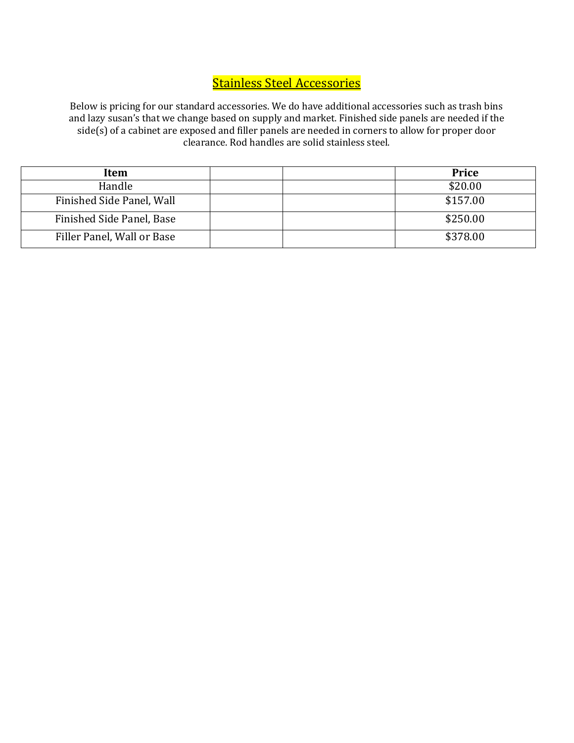## Stainless Steel Accessories

Below is pricing for our standard accessories. We do have additional accessories such as trash bins and lazy susan's that we change based on supply and market. Finished side panels are needed if the side(s) of a cabinet are exposed and filler panels are needed in corners to allow for proper door clearance. Rod handles are solid stainless steel.

| Item | | | Price |
| --- | --- | --- | --- |
| Handle | | | $20.00 |
| Finished Side Panel, Wall | | | $157.00 |
| Finished Side Panel, Base | | | $250.00 |
| Filler Panel, Wall or Base | | | $378.00 |